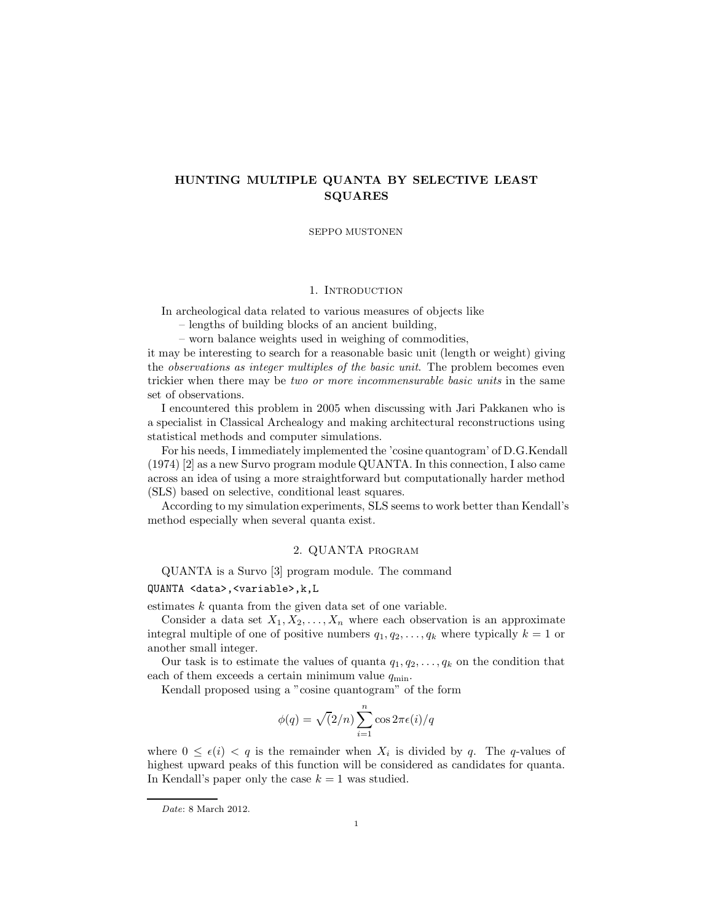# HUNTING MULTIPLE QUANTA BY SELECTIVE LEAST SQUARES

SEPPO MUSTONEN

## 1. Introduction

In archeological data related to various measures of objects like

– lengths of building blocks of an ancient building,

– worn balance weights used in weighing of commodities,

it may be interesting to search for a reasonable basic unit (length or weight) giving the *observations as integer multiples of the basic unit*. The problem becomes even trickier when there may be *two or more incommensurable basic units* in the same set of observations.

I encountered this problem in 2005 when discussing with Jari Pakkanen who is a specialist in Classical Archealogy and making architectural reconstructions using statistical methods and computer simulations.

For his needs, I immediately implemented the 'cosine quantogram' of D.G.Kendall (1974) [2] as a new Survo program module QUANTA. In this connection, I also came across an idea of using a more straightforward but computationally harder method (SLS) based on selective, conditional least squares.

According to my simulation experiments, SLS seems to work better than Kendall's method especially when several quanta exist.

## 2. QUANTA program

QUANTA is a Survo [3] program module. The command

```
QUANTA <data>,<variable>,k,L
```

estimates $k$ quanta from the given data set of one variable.

Consider a data set $X_1, X_2, \ldots, X_n$ where each observation is an approximate integral multiple of one of positive numbers $q_1, q_2, \ldots, q_k$ where typically $k = 1$ or another small integer.

Our task is to estimate the values of quanta $q_1, q_2, \ldots, q_k$ on the condition that each of them exceeds a certain minimum value $q_{\min}$.

Kendall proposed using a "cosine quantogram" of the form

$$\phi(q) = \sqrt{(2/n)} \sum_{i=1}^{n} \cos 2\pi\epsilon(i)/q$$

where $0 \leq \epsilon(i) < q$ is the remainder when $X_i$ is divided by $q$. The $q$-values of highest upward peaks of this function will be considered as candidates for quanta. In Kendall's paper only the case $k = 1$ was studied.

*Date*: 8 March 2012.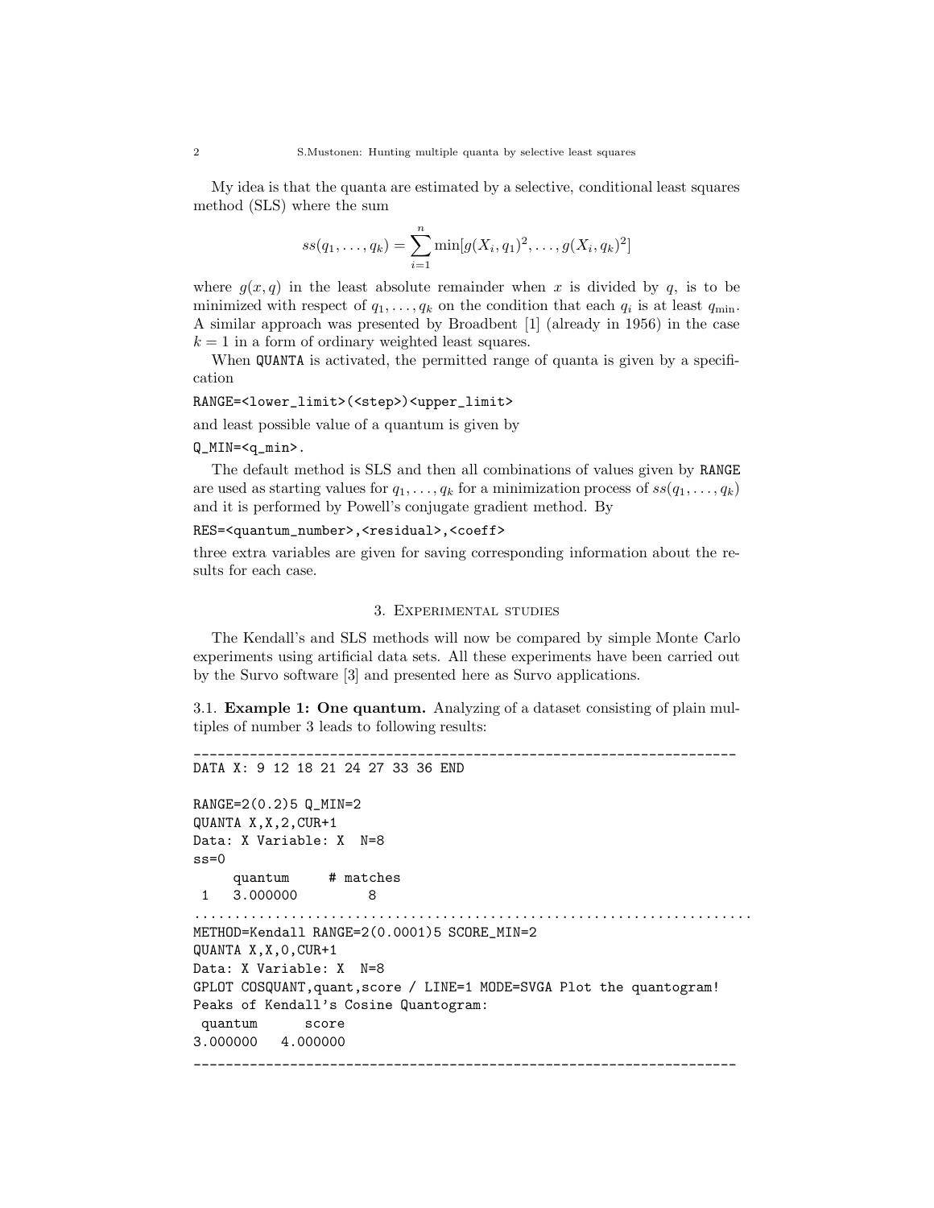My idea is that the quanta are estimated by a selective, conditional least squares method (SLS) where the sum

$$ss(q_1, \ldots, q_k) = \sum_{i=1}^{n} \min[g(X_i, q_1)^2, \ldots, g(X_i, q_k)^2]$$

where $g(x, q)$ in the least absolute remainder when $x$ is divided by $q$, is to be minimized with respect of $q_1, \ldots, q_k$ on the condition that each $q_i$ is at least $q_{\min}$. A similar approach was presented by Broadbent [1] (already in 1956) in the case $k = 1$ in a form of ordinary weighted least squares.

When QUANTA is activated, the permitted range of quanta is given by a specification

```
RANGE=<lower_limit>(<step>)<upper_limit>
```

and least possible value of a quantum is given by

```
Q_MIN=<q_min>.
```

The default method is SLS and then all combinations of values given by RANGE are used as starting values for $q_1, \ldots, q_k$ for a minimization process of $ss(q_1, \ldots, q_k)$ and it is performed by Powell's conjugate gradient method. By

```
RES=<quantum_number>,<residual>,<coeff>
```

three extra variables are given for saving corresponding information about the results for each case.

## 3. Experimental studies

The Kendall's and SLS methods will now be compared by simple Monte Carlo experiments using artificial data sets. All these experiments have been carried out by the Survo software [3] and presented here as Survo applications.

3.1. **Example 1: One quantum.** Analyzing of a dataset consisting of plain multiples of number 3 leads to following results:

```
____________________________________________________________________
DATA X: 9 12 18 21 24 27 33 36 END

RANGE=2(0.2)5 Q_MIN=2
QUANTA X,X,2,CUR+1
Data: X Variable: X  N=8
ss=0
     quantum     # matches
 1   3.000000         8
....................................................................
METHOD=Kendall RANGE=2(0.0001)5 SCORE_MIN=2
QUANTA X,X,0,CUR+1
Data: X Variable: X  N=8
GPLOT COSQUANT,quant,score / LINE=1 MODE=SVGA Plot the quantogram!
Peaks of Kendall's Cosine Quantogram:
 quantum      score
3.000000   4.000000
____________________________________________________________________
```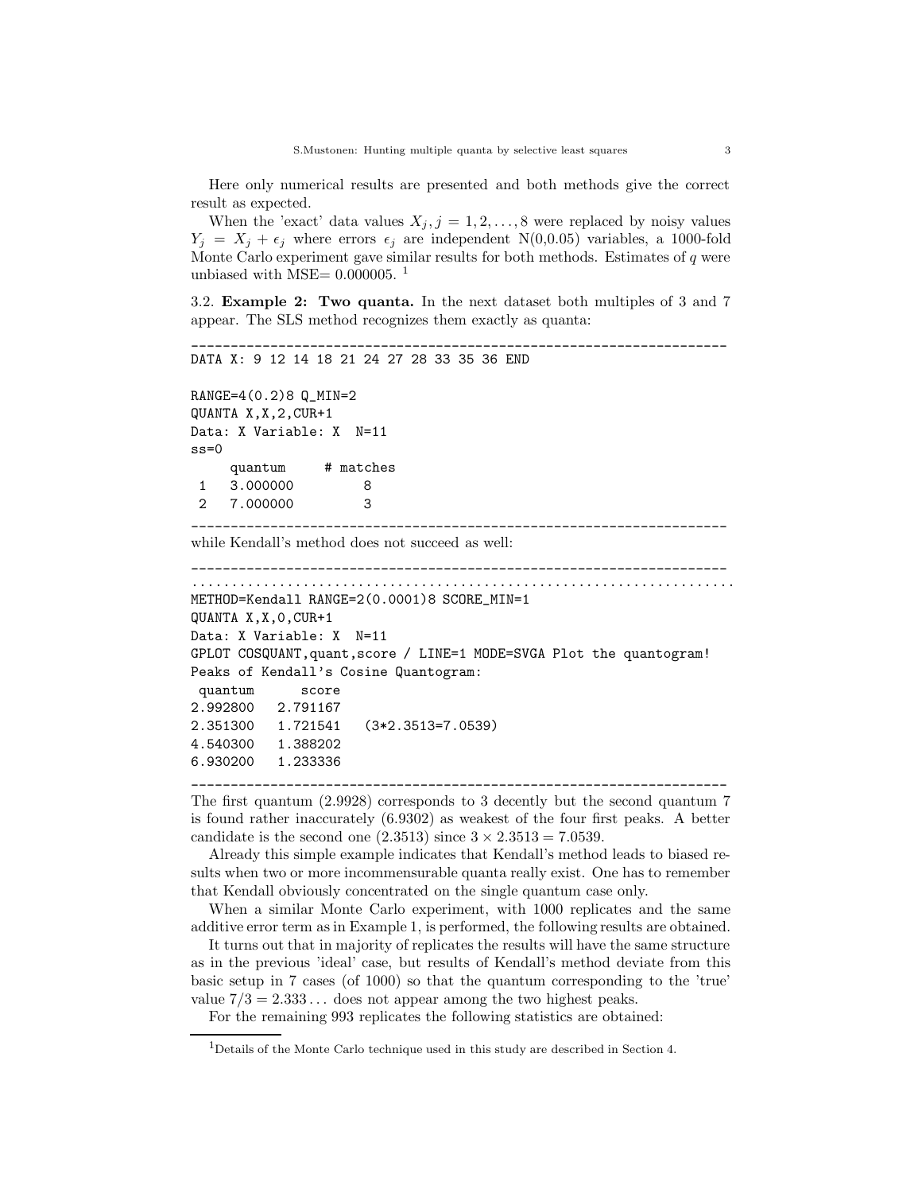Here only numerical results are presented and both methods give the correct result as expected.

When the 'exact' data values $X_j, j = 1, 2, \ldots, 8$ were replaced by noisy values $Y_j = X_j + \epsilon_j$ where errors $\epsilon_j$ are independent N(0,0.05) variables, a 1000-fold Monte Carlo experiment gave similar results for both methods. Estimates of $q$ were unbiased with MSE= 0.000005. [1]

3.2. **Example 2: Two quanta.** In the next dataset both multiples of 3 and 7 appear. The SLS method recognizes them exactly as quanta:

```
______________________________________________________________________
DATA X: 9 12 14 18 21 24 27 28 33 35 36 END

RANGE=4(0.2)8 Q_MIN=2
QUANTA X,X,2,CUR+1
Data: X Variable: X  N=11
ss=0
    quantum     # matches
 1   3.000000        8
 2   7.000000        3
______________________________________________________________________
```

while Kendall's method does not succeed as well:

```
______________________________________________________________________
......................................................................
METHOD=Kendall RANGE=2(0.0001)8 SCORE_MIN=1
QUANTA X,X,0,CUR+1
Data: X Variable: X  N=11
GPLOT COSQUANT,quant,score / LINE=1 MODE=SVGA Plot the quantogram!
Peaks of Kendall's Cosine Quantogram:
 quantum      score
2.992800   2.791167
2.351300   1.721541   (3*2.3513=7.0539)
4.540300   1.388202
6.930200   1.233336
______________________________________________________________________
```

The first quantum (2.9928) corresponds to 3 decently but the second quantum 7 is found rather inaccurately (6.9302) as weakest of the four first peaks. A better candidate is the second one (2.3513) since $3 \times 2.3513 = 7.0539$.

Already this simple example indicates that Kendall's method leads to biased results when two or more incommensurable quanta really exist. One has to remember that Kendall obviously concentrated on the single quantum case only.

When a similar Monte Carlo experiment, with 1000 replicates and the same additive error term as in Example 1, is performed, the following results are obtained.

It turns out that in majority of replicates the results will have the same structure as in the previous 'ideal' case, but results of Kendall's method deviate from this basic setup in 7 cases (of 1000) so that the quantum corresponding to the 'true' value $7/3 = 2.333\ldots$ does not appear among the two highest peaks.

For the remaining 993 replicates the following statistics are obtained:

[1] Details of the Monte Carlo technique used in this study are described in Section 4.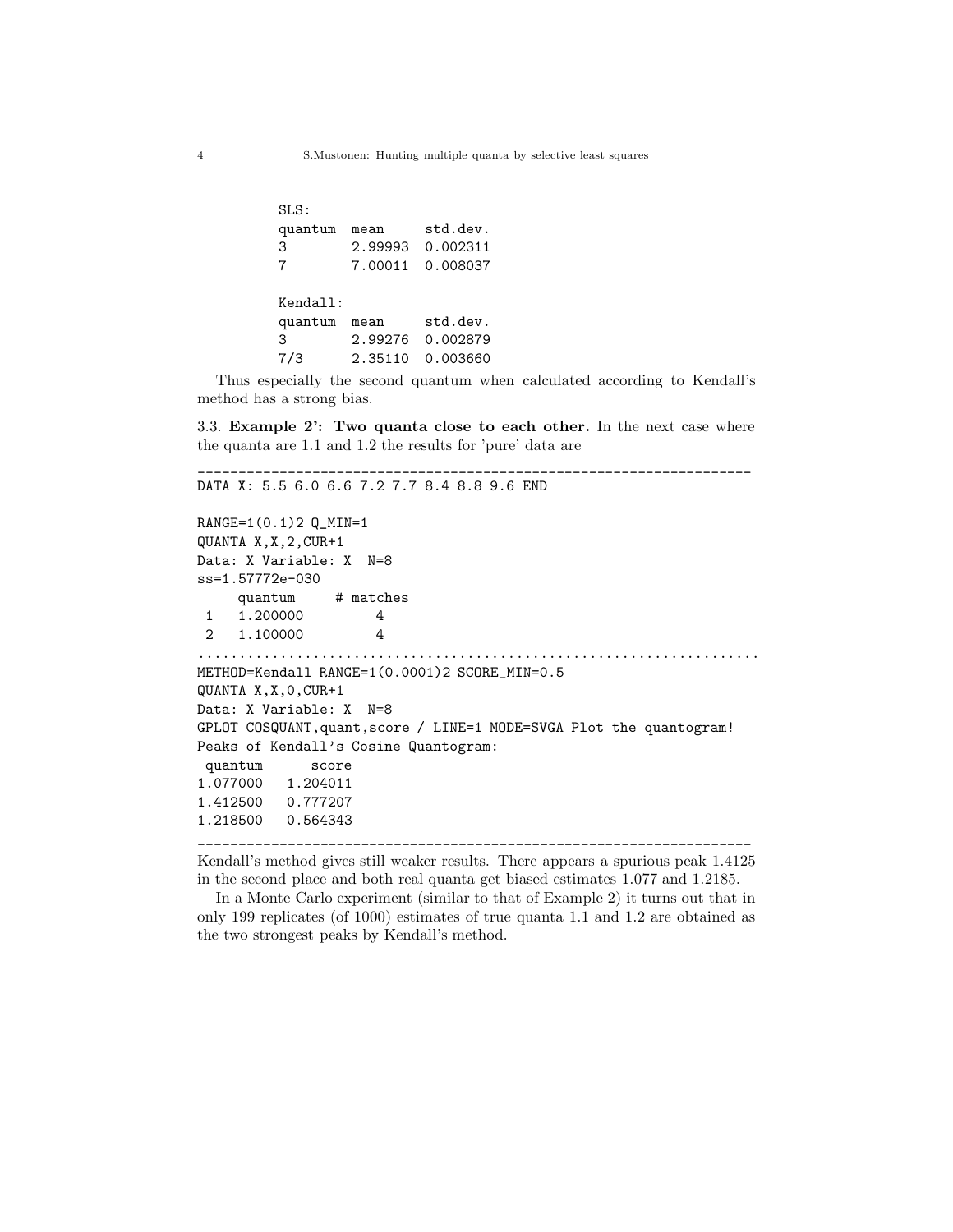```
SLS:
quantum  mean     std.dev.
3        2.99993  0.002311
7        7.00011  0.008037

Kendall:
quantum  mean     std.dev.
3        2.99276  0.002879
7/3      2.35110  0.003660
```

Thus especially the second quantum when calculated according to Kendall's method has a strong bias.

3.3. **Example 2': Two quanta close to each other.** In the next case where the quanta are 1.1 and 1.2 the results for 'pure' data are

```
____________________________________________________________________
DATA X: 5.5 6.0 6.6 7.2 7.7 8.4 8.8 9.6 END

RANGE=1(0.1)2 Q_MIN=1
QUANTA X,X,2,CUR+1
Data: X Variable: X  N=8
ss=1.57772e-030
     quantum     # matches
 1   1.200000         4
 2   1.100000         4
....................................................................
METHOD=Kendall RANGE=1(0.0001)2 SCORE_MIN=0.5
QUANTA X,X,0,CUR+1
Data: X Variable: X  N=8
GPLOT COSQUANT,quant,score / LINE=1 MODE=SVGA Plot the quantogram!
Peaks of Kendall's Cosine Quantogram:
 quantum      score
1.077000   1.204011
1.412500   0.777207
1.218500   0.564343
____________________________________________________________________
```

Kendall's method gives still weaker results. There appears a spurious peak 1.4125 in the second place and both real quanta get biased estimates 1.077 and 1.2185.

In a Monte Carlo experiment (similar to that of Example 2) it turns out that in only 199 replicates (of 1000) estimates of true quanta 1.1 and 1.2 are obtained as the two strongest peaks by Kendall's method.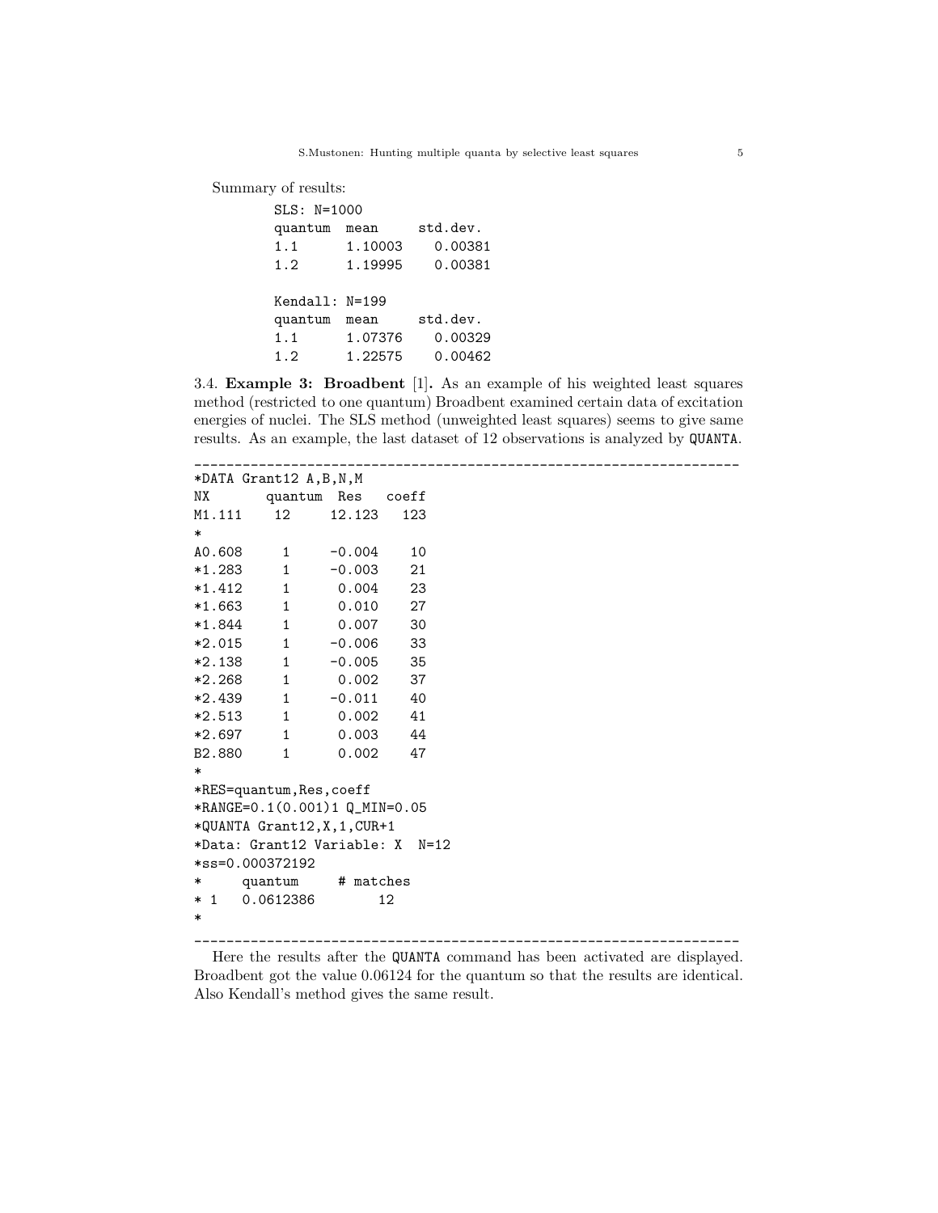Summary of results:

```
SLS: N=1000
quantum  mean     std.dev.
1.1      1.10003   0.00381
1.2      1.19995   0.00381

Kendall: N=199
quantum  mean     std.dev.
1.1      1.07376   0.00329
1.2      1.22575   0.00462
```

3.4. **Example 3: Broadbent** [1]**.** As an example of his weighted least squares method (restricted to one quantum) Broadbent examined certain data of excitation energies of nuclei. The SLS method (unweighted least squares) seems to give same results. As an example, the last dataset of 12 observations is analyzed by `QUANTA`.

```
____________________________________________________________________
*DATA Grant12 A,B,N,M
NX       quantum  Res    coeff
M1.111    12     12.123   123
*
A0.608     1     -0.004    10
*1.283     1     -0.003    21
*1.412     1      0.004    23
*1.663     1      0.010    27
*1.844     1      0.007    30
*2.015     1     -0.006    33
*2.138     1     -0.005    35
*2.268     1      0.002    37
*2.439     1     -0.011    40
*2.513     1      0.002    41
*2.697     1      0.003    44
B2.880     1      0.002    47
*
*RES=quantum,Res,coeff
*RANGE=0.1(0.001)1 Q_MIN=0.05
*QUANTA Grant12,X,1,CUR+1
*Data: Grant12 Variable: X  N=12
*ss=0.000372192
*     quantum     # matches
* 1   0.0612386        12
*
____________________________________________________________________
```

Here the results after the `QUANTA` command has been activated are displayed. Broadbent got the value 0.06124 for the quantum so that the results are identical. Also Kendall's method gives the same result.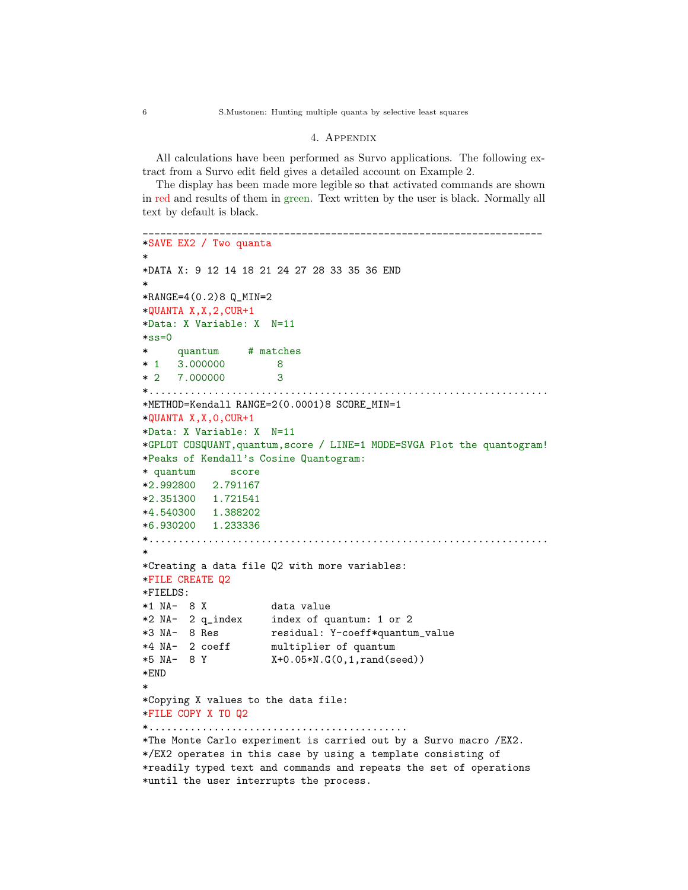## 4. Appendix

All calculations have been performed as Survo applications. The following extract from a Survo edit field gives a detailed account on Example 2.

The display has been made more legible so that activated commands are shown in red and results of them in green. Text written by the user is black. Normally all text by default is black.

```
__________________________________________________________________
*SAVE EX2 / Two quanta
*
*DATA X: 9 12 14 18 21 24 27 28 33 35 36 END
*
*RANGE=4(0.2)8 Q_MIN=2
*QUANTA X,X,2,CUR+1
*Data: X Variable: X  N=11
*ss=0
*     quantum     # matches
* 1   3.000000         8
* 2   7.000000         3
*..................................................................
*METHOD=Kendall RANGE=2(0.0001)8 SCORE_MIN=1
*QUANTA X,X,0,CUR+1
*Data: X Variable: X  N=11
*GPLOT COSQUANT,quantum,score / LINE=1 MODE=SVGA Plot the quantogram!
*Peaks of Kendall's Cosine Quantogram:
* quantum      score
*2.992800   2.791167
*2.351300   1.721541
*4.540300   1.388202
*6.930200   1.233336
*..................................................................
*
*Creating a data file Q2 with more variables:
*FILE CREATE Q2
*FIELDS:
*1 NA-  8 X           data value
*2 NA-  2 q_index     index of quantum: 1 or 2
*3 NA-  8 Res         residual: Y-coeff*quantum_value
*4 NA-  2 coeff       multiplier of quantum
*5 NA-  8 Y           X+0.05*N.G(0,1,rand(seed))
*END
*
*Copying X values to the data file:
*FILE COPY X TO Q2
*..........................................
*The Monte Carlo experiment is carried out by a Survo macro /EX2.
*/EX2 operates in this case by using a template consisting of
*readily typed text and commands and repeats the set of operations
*until the user interrupts the process.
```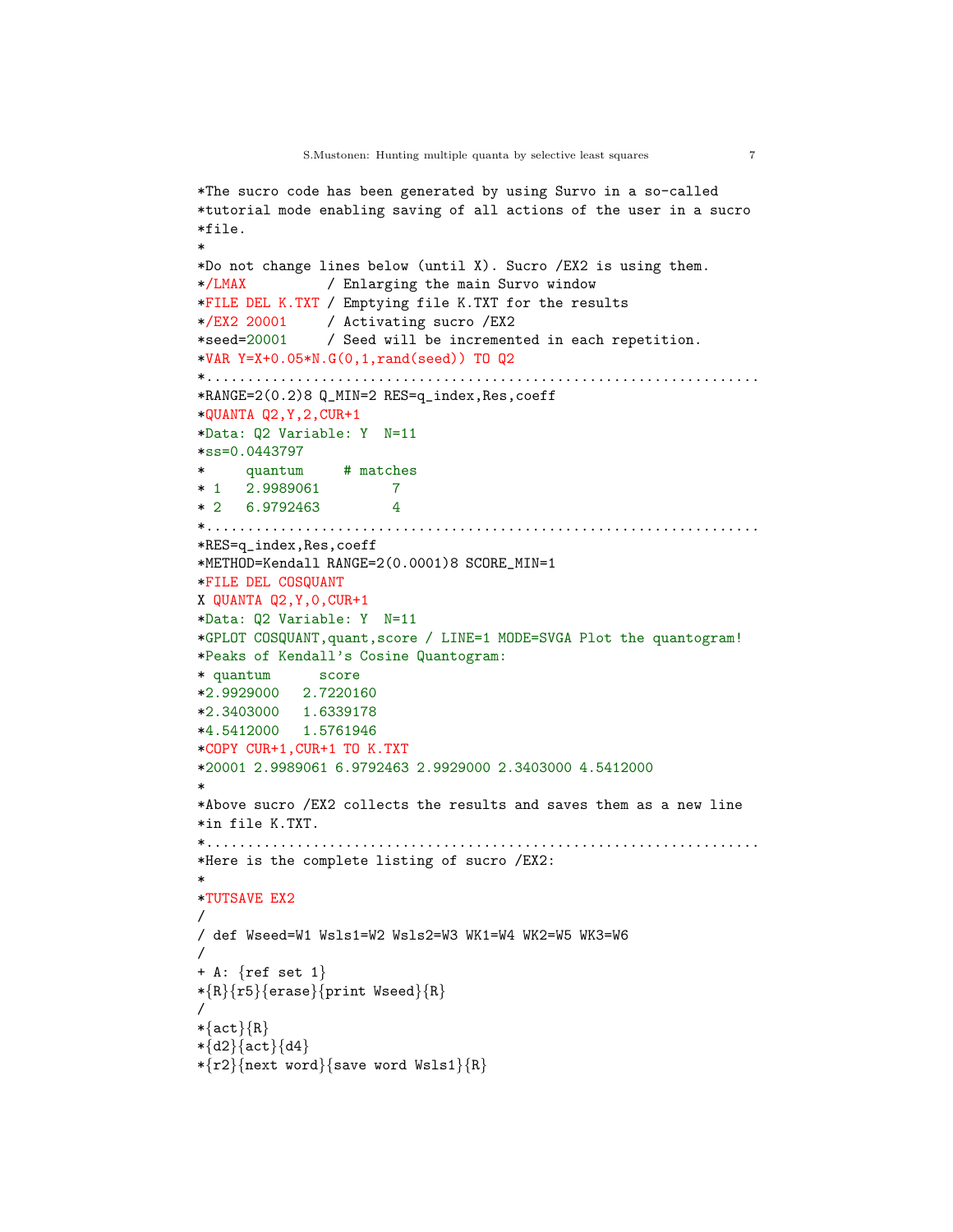```
*The sucro code has been generated by using Survo in a so-called
*tutorial mode enabling saving of all actions of the user in a sucro
*file.
*
*Do not change lines below (until X). Sucro /EX2 is using them.
*/LMAX          / Enlarging the main Survo window
*FILE DEL K.TXT / Emptying file K.TXT for the results
*/EX2 20001     / Activating sucro /EX2
*seed=20001     / Seed will be incremented in each repetition.
*VAR Y=X+0.05*N.G(0,1,rand(seed)) TO Q2
*..................................................................
*RANGE=2(0.2)8 Q_MIN=2 RES=q_index,Res,coeff
*QUANTA Q2,Y,2,CUR+1
*Data: Q2 Variable: Y  N=11
*ss=0.0443797
*     quantum     # matches
* 1   2.9989061         7
* 2   6.9792463         4
*..................................................................
*RES=q_index,Res,coeff
*METHOD=Kendall RANGE=2(0.0001)8 SCORE_MIN=1
*FILE DEL COSQUANT
X QUANTA Q2,Y,0,CUR+1
*Data: Q2 Variable: Y  N=11
*GPLOT COSQUANT,quant,score / LINE=1 MODE=SVGA Plot the quantogram!
*Peaks of Kendall's Cosine Quantogram:
* quantum      score
*2.9929000   2.7220160
*2.3403000   1.6339178
*4.5412000   1.5761946
*COPY CUR+1,CUR+1 TO K.TXT
*20001 2.9989061 6.9792463 2.9929000 2.3403000 4.5412000
*
*Above sucro /EX2 collects the results and saves them as a new line
*in file K.TXT.
*..................................................................
*Here is the complete listing of sucro /EX2:
*
*TUTSAVE EX2
/
/ def Wseed=W1 Wsls1=W2 Wsls2=W3 WK1=W4 WK2=W5 WK3=W6
/
+ A: {ref set 1}
*{R}{r5}{erase}{print Wseed}{R}
/
*{act}{R}
*{d2}{act}{d4}
*{r2}{next word}{save word Wsls1}{R}
```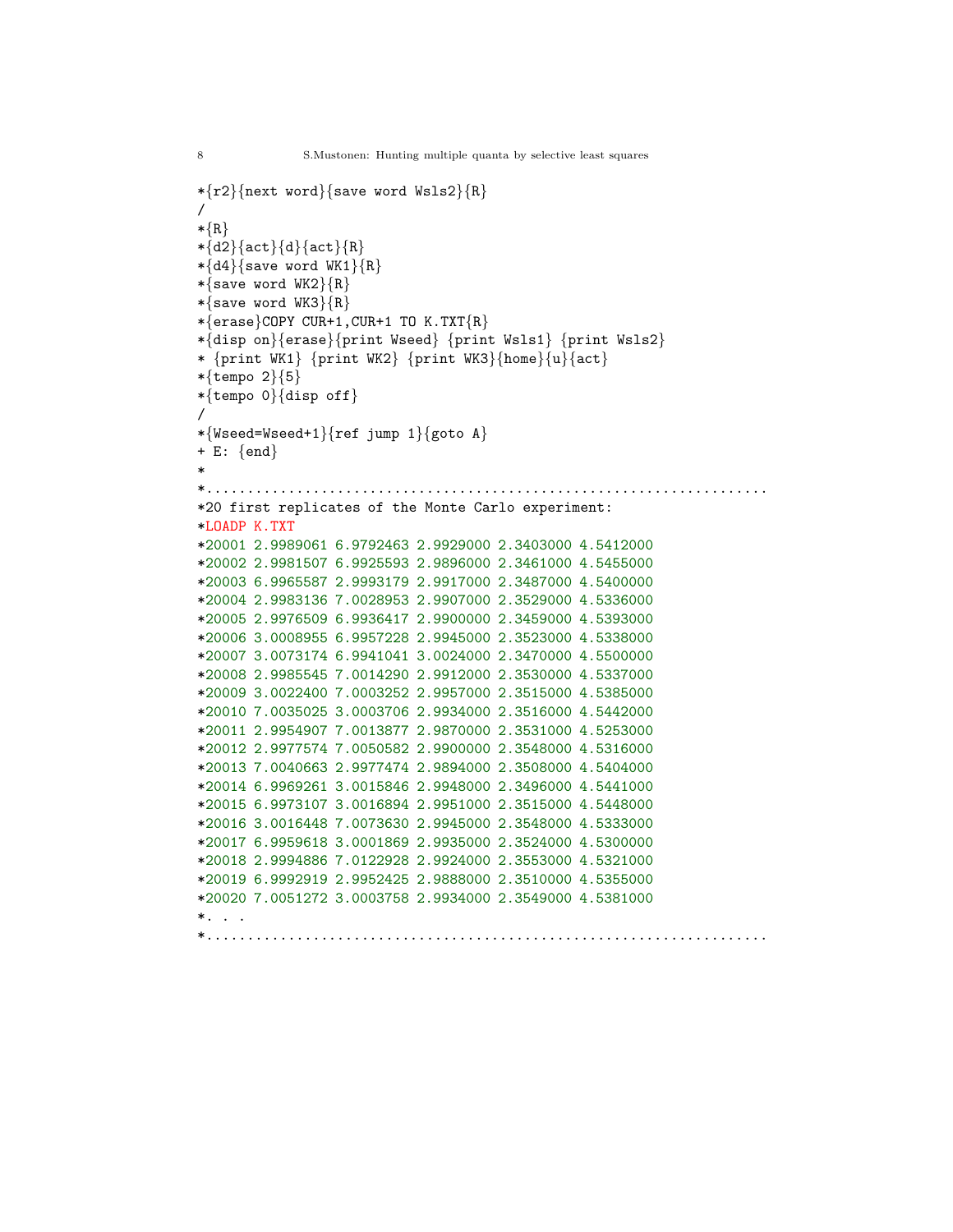```
*{r2}{next word}{save word Wsls2}{R}
/
*{R}
*{d2}{act}{d}{act}{R}
*{d4}{save word WK1}{R}
*{save word WK2}{R}
*{save word WK3}{R}
*{erase}COPY CUR+1,CUR+1 TO K.TXT{R}
*{disp on}{erase}{print Wseed} {print Wsls1} {print Wsls2}
* {print WK1} {print WK2} {print WK3}{home}{u}{act}
*{tempo 2}{5}
*{tempo 0}{disp off}
/
*{Wseed=Wseed+1}{ref jump 1}{goto A}
+ E: {end}
*
*......................................................................
*20 first replicates of the Monte Carlo experiment:
*LOADP K.TXT
*20001 2.9989061 6.9792463 2.9929000 2.3403000 4.5412000
*20002 2.9981507 6.9925593 2.9896000 2.3461000 4.5455000
*20003 6.9965587 2.9993179 2.9917000 2.3487000 4.5400000
*20004 2.9983136 7.0028953 2.9907000 2.3529000 4.5336000
*20005 2.9976509 6.9936417 2.9900000 2.3459000 4.5393000
*20006 3.0008955 6.9957228 2.9945000 2.3523000 4.5338000
*20007 3.0073174 6.9941041 3.0024000 2.3470000 4.5500000
*20008 2.9985545 7.0014290 2.9912000 2.3530000 4.5337000
*20009 3.0022400 7.0003252 2.9957000 2.3515000 4.5385000
*20010 7.0035025 3.0003706 2.9934000 2.3516000 4.5442000
*20011 2.9954907 7.0013877 2.9870000 2.3531000 4.5253000
*20012 2.9977574 7.0050582 2.9900000 2.3548000 4.5316000
*20013 7.0040663 2.9977474 2.9894000 2.3508000 4.5404000
*20014 6.9969261 3.0015846 2.9948000 2.3496000 4.5441000
*20015 6.9973107 3.0016894 2.9951000 2.3515000 4.5448000
*20016 3.0016448 7.0073630 2.9945000 2.3548000 4.5333000
*20017 6.9959618 3.0001869 2.9935000 2.3524000 4.5300000
*20018 2.9994886 7.0122928 2.9924000 2.3553000 4.5321000
*20019 6.9992919 2.9952425 2.9888000 2.3510000 4.5355000
*20020 7.0051272 3.0003758 2.9934000 2.3549000 4.5381000
*. . .
*......................................................................
```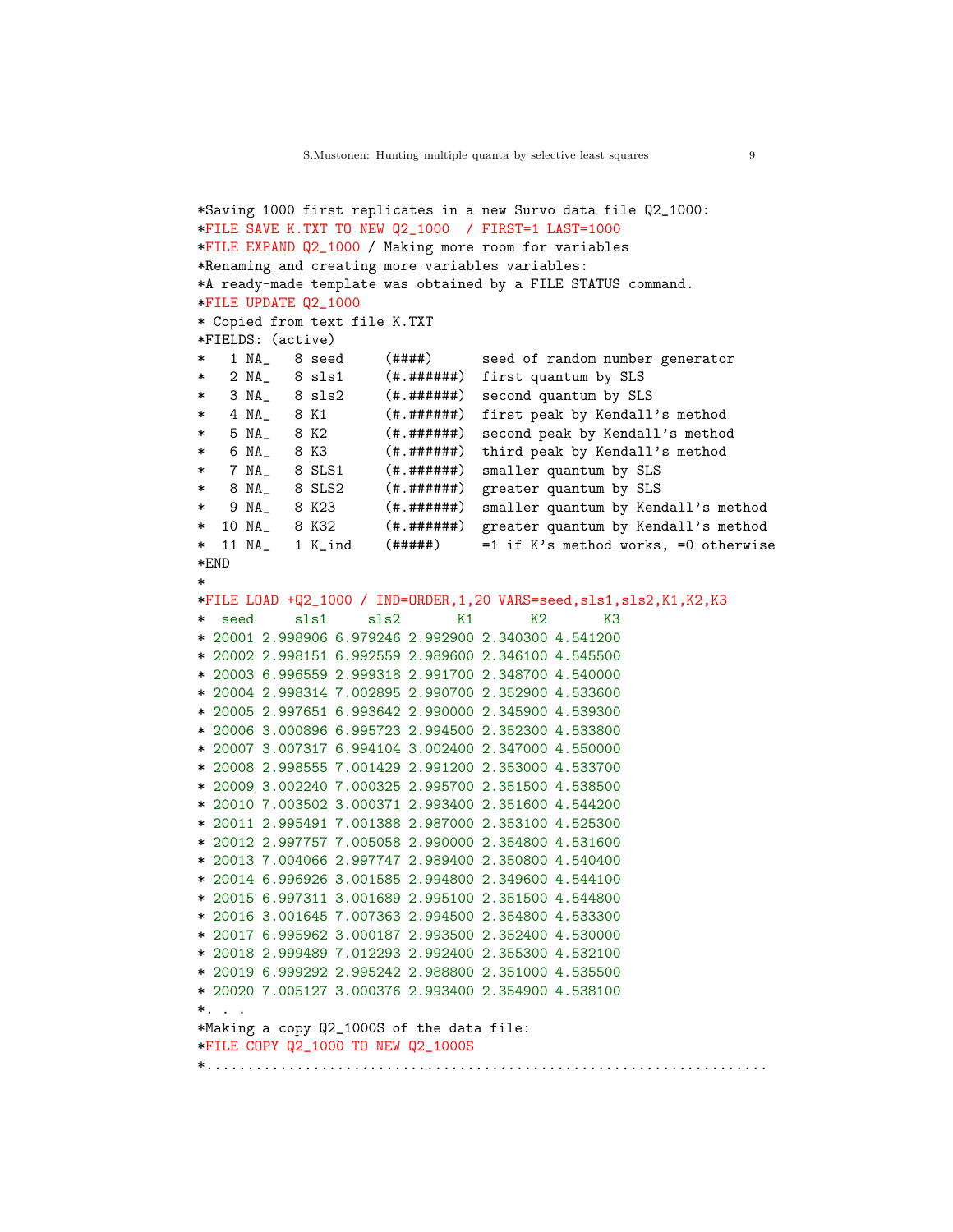```
*Saving 1000 first replicates in a new Survo data file Q2_1000:
*FILE SAVE K.TXT TO NEW Q2_1000  / FIRST=1 LAST=1000
*FILE EXPAND Q2_1000 / Making more room for variables
*Renaming and creating more variables variables:
*A ready-made template was obtained by a FILE STATUS command.
*FILE UPDATE Q2_1000
* Copied from text file K.TXT
*FIELDS: (active)
*   1 NA_   8 seed     (####)      seed of random number generator
*   2 NA_   8 sls1     (#.######)  first quantum by SLS
*   3 NA_   8 sls2     (#.######)  second quantum by SLS
*   4 NA_   8 K1       (#.######)  first peak by Kendall's method
*   5 NA_   8 K2       (#.######)  second peak by Kendall's method
*   6 NA_   8 K3       (#.######)  third peak by Kendall's method
*   7 NA_   8 SLS1     (#.######)  smaller quantum by SLS
*   8 NA_   8 SLS2     (#.######)  greater quantum by SLS
*   9 NA_   8 K23      (#.######)  smaller quantum by Kendall's method
*  10 NA_   8 K32      (#.######)  greater quantum by Kendall's method
*  11 NA_   1 K_ind    (#####)     =1 if K's method works, =0 otherwise
*END
*
*FILE LOAD +Q2_1000 / IND=ORDER,1,20 VARS=seed,sls1,sls2,K1,K2,K3
*  seed     sls1     sls2       K1       K2       K3
* 20001 2.998906 6.979246 2.992900 2.340300 4.541200
* 20002 2.998151 6.992559 2.989600 2.346100 4.545500
* 20003 6.996559 2.999318 2.991700 2.348700 4.540000
* 20004 2.998314 7.002895 2.990700 2.352900 4.533600
* 20005 2.997651 6.993642 2.990000 2.345900 4.539300
* 20006 3.000896 6.995723 2.994500 2.352300 4.533800
* 20007 3.007317 6.994104 3.002400 2.347000 4.550000
* 20008 2.998555 7.001429 2.991200 2.353000 4.533700
* 20009 3.002240 7.000325 2.995700 2.351500 4.538500
* 20010 7.003502 3.000371 2.993400 2.351600 4.544200
* 20011 2.995491 7.001388 2.987000 2.353100 4.525300
* 20012 2.997757 7.005058 2.990000 2.354800 4.531600
* 20013 7.004066 2.997747 2.989400 2.350800 4.540400
* 20014 6.996926 3.001585 2.994800 2.349600 4.544100
* 20015 6.997311 3.001689 2.995100 2.351500 4.544800
* 20016 3.001645 7.007363 2.994500 2.354800 4.533300
* 20017 6.995962 3.000187 2.993500 2.352400 4.530000
* 20018 2.999489 7.012293 2.992400 2.355300 4.532100
* 20019 6.999292 2.995242 2.988800 2.351000 4.535500
* 20020 7.005127 3.000376 2.993400 2.354900 4.538100
*. . .
*Making a copy Q2_1000S of the data file:
*FILE COPY Q2_1000 TO NEW Q2_1000S
*..................................................................
```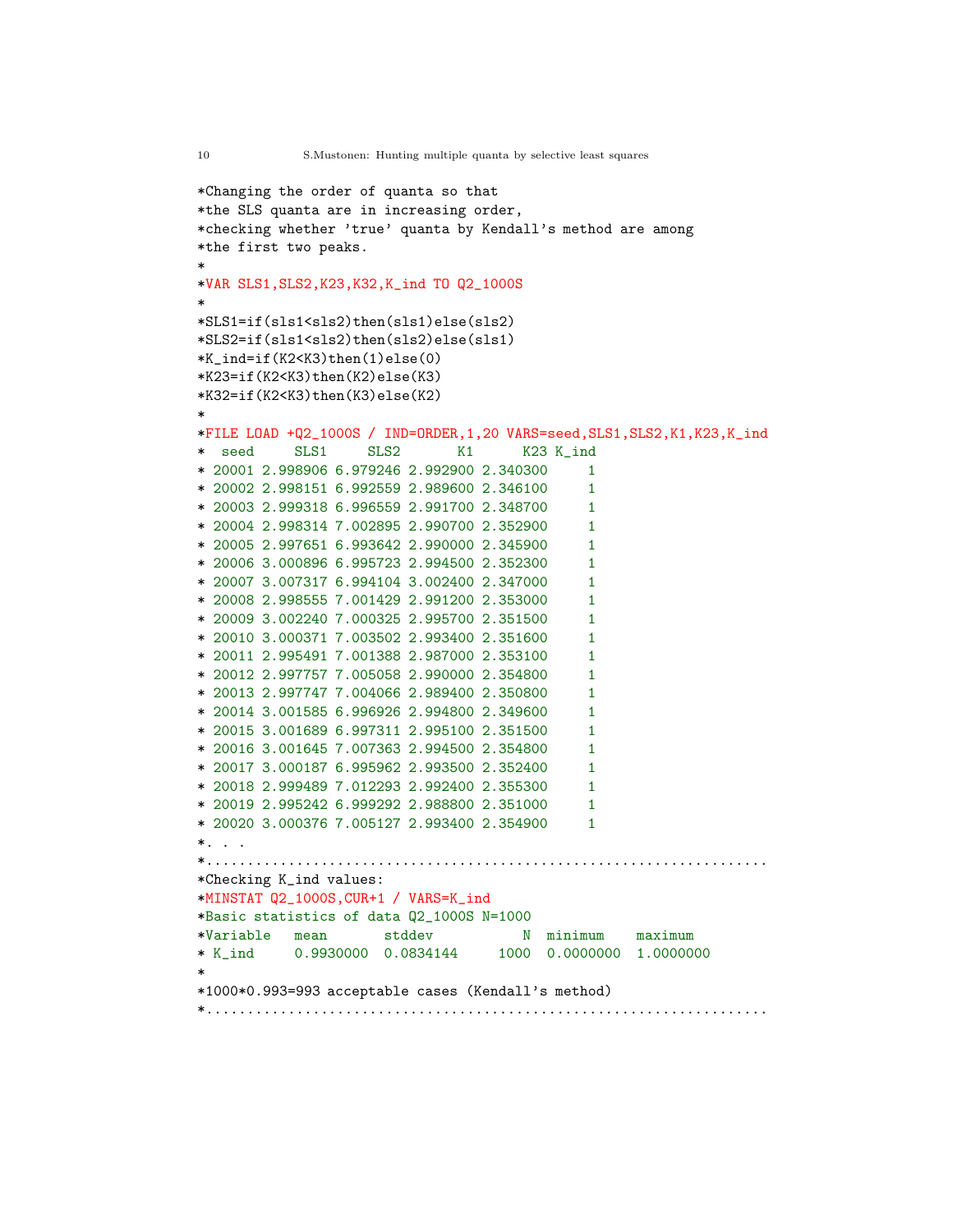```
*Changing the order of quanta so that
*the SLS quanta are in increasing order,
*checking whether 'true' quanta by Kendall's method are among
*the first two peaks.
*
*VAR SLS1,SLS2,K23,K32,K_ind TO Q2_1000S
*
*SLS1=if(sls1<sls2)then(sls1)else(sls2)
*SLS2=if(sls1<sls2)then(sls2)else(sls1)
*K_ind=if(K2<K3)then(1)else(0)
*K23=if(K2<K3)then(K2)else(K3)
*K32=if(K2<K3)then(K3)else(K2)
*
*FILE LOAD +Q2_1000S / IND=ORDER,1,20 VARS=seed,SLS1,SLS2,K1,K23,K_ind
*  seed     SLS1     SLS2       K1      K23 K_ind
* 20001 2.998906 6.979246 2.992900 2.340300     1
* 20002 2.998151 6.992559 2.989600 2.346100     1
* 20003 2.999318 6.996559 2.991700 2.348700     1
* 20004 2.998314 7.002895 2.990700 2.352900     1
* 20005 2.997651 6.993642 2.990000 2.345900     1
* 20006 3.000896 6.995723 2.994500 2.352300     1
* 20007 3.007317 6.994104 3.002400 2.347000     1
* 20008 2.998555 7.001429 2.991200 2.353000     1
* 20009 3.002240 7.000325 2.995700 2.351500     1
* 20010 3.000371 7.003502 2.993400 2.351600     1
* 20011 2.995491 7.001388 2.987000 2.353100     1
* 20012 2.997757 7.005058 2.990000 2.354800     1
* 20013 2.997747 7.004066 2.989400 2.350800     1
* 20014 3.001585 6.996926 2.994800 2.349600     1
* 20015 3.001689 6.997311 2.995100 2.351500     1
* 20016 3.001645 7.007363 2.994500 2.354800     1
* 20017 3.000187 6.995962 2.993500 2.352400     1
* 20018 2.999489 7.012293 2.992400 2.355300     1
* 20019 2.995242 6.999292 2.988800 2.351000     1
* 20020 3.000376 7.005127 2.993400 2.354900     1
*. . .
*..................................................................
*Checking K_ind values:
*MINSTAT Q2_1000S,CUR+1 / VARS=K_ind
*Basic statistics of data Q2_1000S N=1000
*Variable   mean       stddev           N  minimum    maximum
* K_ind     0.9930000  0.0834144     1000  0.0000000  1.0000000
*
*1000*0.993=993 acceptable cases (Kendall's method)
*..................................................................
```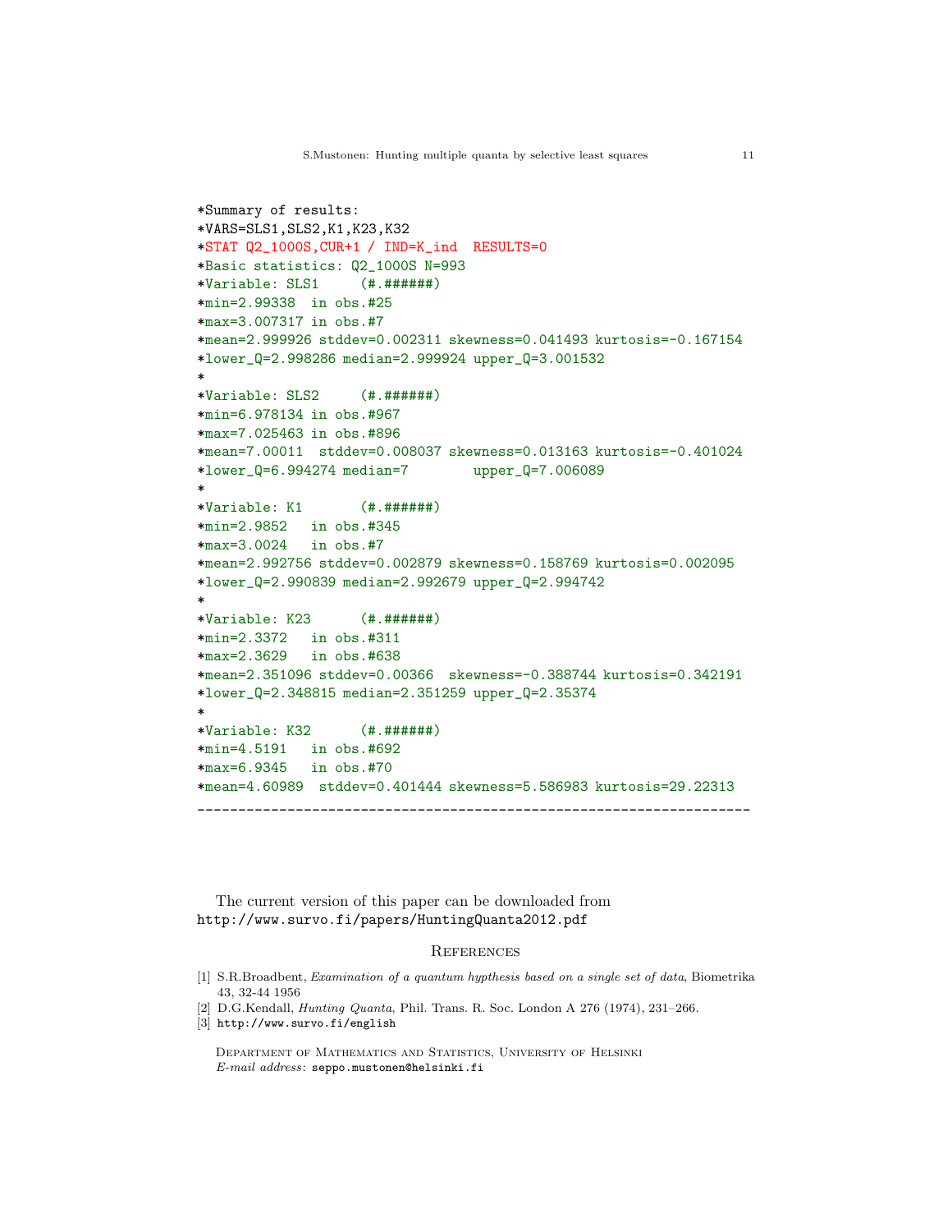```
*Summary of results:
*VARS=SLS1,SLS2,K1,K23,K32
*STAT Q2_1000S,CUR+1 / IND=K_ind  RESULTS=0
*Basic statistics: Q2_1000S N=993
*Variable: SLS1     (#.######)
*min=2.99338  in obs.#25
*max=3.007317 in obs.#7
*mean=2.999926 stddev=0.002311 skewness=0.041493 kurtosis=-0.167154
*lower_Q=2.998286 median=2.999924 upper_Q=3.001532
*
*Variable: SLS2     (#.######)
*min=6.978134 in obs.#967
*max=7.025463 in obs.#896
*mean=7.00011  stddev=0.008037 skewness=0.013163 kurtosis=-0.401024
*lower_Q=6.994274 median=7        upper_Q=7.006089
*
*Variable: K1       (#.######)
*min=2.9852   in obs.#345
*max=3.0024   in obs.#7
*mean=2.992756 stddev=0.002879 skewness=0.158769 kurtosis=0.002095
*lower_Q=2.990839 median=2.992679 upper_Q=2.994742
*
*Variable: K23      (#.######)
*min=2.3372   in obs.#311
*max=2.3629   in obs.#638
*mean=2.351096 stddev=0.00366  skewness=-0.388744 kurtosis=0.342191
*lower_Q=2.348815 median=2.351259 upper_Q=2.35374
*
*Variable: K32      (#.######)
*min=4.5191   in obs.#692
*max=6.9345   in obs.#70
*mean=4.60989  stddev=0.401444 skewness=5.586983 kurtosis=29.22313
---------------------------------------------------------------------
```

The current version of this paper can be downloaded from
http://www.survo.fi/papers/HuntingQuanta2012.pdf

## References

[1] S.R.Broadbent, *Examination of a quantum hypthesis based on a single set of data*, Biometrika 43, 32-44 1956

[2] D.G.Kendall, *Hunting Quanta*, Phil. Trans. R. Soc. London A 276 (1974), 231–266.

[3] http://www.survo.fi/english

Department of Mathematics and Statistics, University of Helsinki
*E-mail address*: seppo.mustonen@helsinki.fi